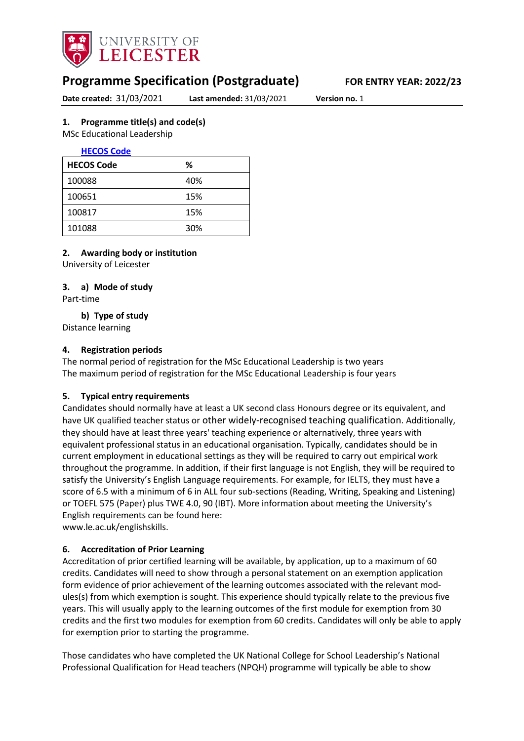# Programme Specification (Postgraduate)

**FOR ENTRY YEAR: 2022/23**

**Date created:** 31/03/2021 **Last amended:** 31/03/2021 **Version no.** 1

## 1. Programme title(s) and code(s)

MSc Educational Leadership

**HECOS Code**

| HECOS Code | % |
|---|---|
| 100088 | 40% |
| 100651 | 15% |
| 100817 | 15% |
| 101088 | 30% |

## 2. Awarding body or institution

University of Leicester

## 3. a) Mode of study

Part-time

### b) Type of study

Distance learning

## 4. Registration periods

The normal period of registration for the MSc Educational Leadership is two years
The maximum period of registration for the MSc Educational Leadership is four years

## 5. Typical entry requirements

Candidates should normally have at least a UK second class Honours degree or its equivalent, and have UK qualified teacher status or other widely-recognised teaching qualification. Additionally, they should have at least three years' teaching experience or alternatively, three years with equivalent professional status in an educational organisation. Typically, candidates should be in current employment in educational settings as they will be required to carry out empirical work throughout the programme. In addition, if their first language is not English, they will be required to satisfy the University's English Language requirements. For example, for IELTS, they must have a score of 6.5 with a minimum of 6 in ALL four sub-sections (Reading, Writing, Speaking and Listening) or TOEFL 575 (Paper) plus TWE 4.0, 90 (IBT). More information about meeting the University's English requirements can be found here:
www.le.ac.uk/englishskills.

## 6. Accreditation of Prior Learning

Accreditation of prior certified learning will be available, by application, up to a maximum of 60 credits. Candidates will need to show through a personal statement on an exemption application form evidence of prior achievement of the learning outcomes associated with the relevant module(s) from which exemption is sought. This experience should typically relate to the previous five years. This will usually apply to the learning outcomes of the first module for exemption from 30 credits and the first two modules for exemption from 60 credits. Candidates will only be able to apply for exemption prior to starting the programme.

Those candidates who have completed the UK National College for School Leadership's National Professional Qualification for Head teachers (NPQH) programme will typically be able to show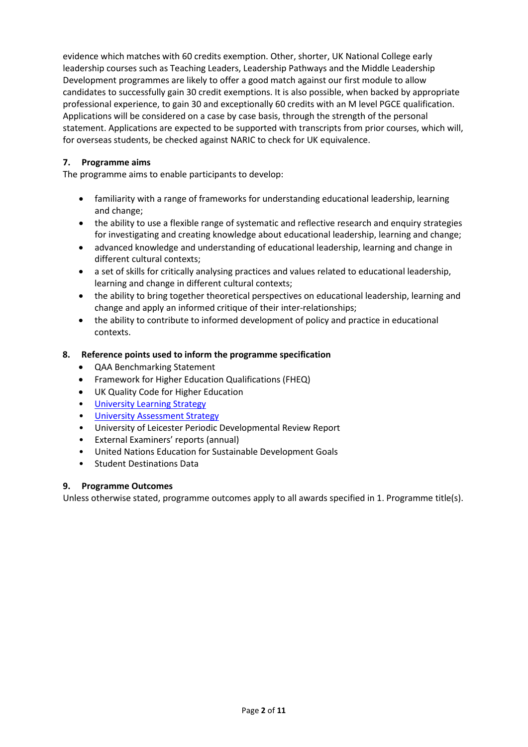evidence which matches with 60 credits exemption. Other, shorter, UK National College early leadership courses such as Teaching Leaders, Leadership Pathways and the Middle Leadership Development programmes are likely to offer a good match against our first module to allow candidates to successfully gain 30 credit exemptions. It is also possible, when backed by appropriate professional experience, to gain 30 and exceptionally 60 credits with an M level PGCE qualification. Applications will be considered on a case by case basis, through the strength of the personal statement. Applications are expected to be supported with transcripts from prior courses, which will, for overseas students, be checked against NARIC to check for UK equivalence.

## 7. Programme aims

The programme aims to enable participants to develop:

- familiarity with a range of frameworks for understanding educational leadership, learning and change;
- the ability to use a flexible range of systematic and reflective research and enquiry strategies for investigating and creating knowledge about educational leadership, learning and change;
- advanced knowledge and understanding of educational leadership, learning and change in different cultural contexts;
- a set of skills for critically analysing practices and values related to educational leadership, learning and change in different cultural contexts;
- the ability to bring together theoretical perspectives on educational leadership, learning and change and apply an informed critique of their inter-relationships;
- the ability to contribute to informed development of policy and practice in educational contexts.

## 8. Reference points used to inform the programme specification

- QAA Benchmarking Statement
- Framework for Higher Education Qualifications (FHEQ)
- UK Quality Code for Higher Education
- University Learning Strategy
- University Assessment Strategy
- University of Leicester Periodic Developmental Review Report
- External Examiners' reports (annual)
- United Nations Education for Sustainable Development Goals
- Student Destinations Data

## 9. Programme Outcomes

Unless otherwise stated, programme outcomes apply to all awards specified in 1. Programme title(s).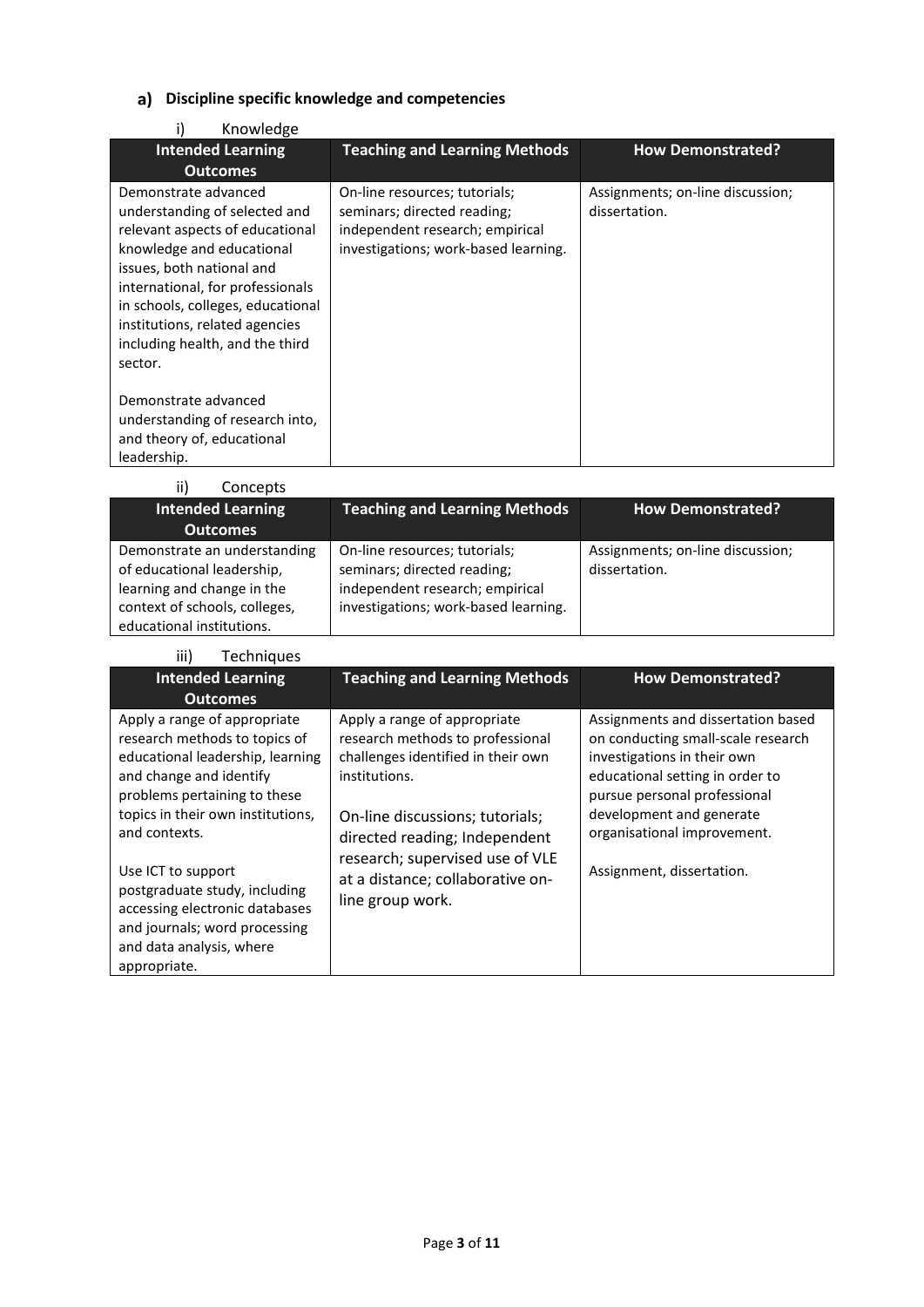## a) Discipline specific knowledge and competencies

### i) Knowledge

| Intended Learning Outcomes | Teaching and Learning Methods | How Demonstrated? |
| --- | --- | --- |
| Demonstrate advanced understanding of selected and relevant aspects of educational knowledge and educational issues, both national and international, for professionals in schools, colleges, educational institutions, related agencies including health, and the third sector.<br><br>Demonstrate advanced understanding of research into, and theory of, educational leadership. | On-line resources; tutorials; seminars; directed reading; independent research; empirical investigations; work-based learning. | Assignments; on-line discussion; dissertation. |

### ii) Concepts

| Intended Learning Outcomes | Teaching and Learning Methods | How Demonstrated? |
| --- | --- | --- |
| Demonstrate an understanding of educational leadership, learning and change in the context of schools, colleges, educational institutions. | On-line resources; tutorials; seminars; directed reading; independent research; empirical investigations; work-based learning. | Assignments; on-line discussion; dissertation. |

### iii) Techniques

| Intended Learning Outcomes | Teaching and Learning Methods | How Demonstrated? |
| --- | --- | --- |
| Apply a range of appropriate research methods to topics of educational leadership, learning and change and identify problems pertaining to these topics in their own institutions, and contexts.<br><br>Use ICT to support postgraduate study, including accessing electronic databases and journals; word processing and data analysis, where appropriate. | Apply a range of appropriate research methods to professional challenges identified in their own institutions.<br><br>On-line discussions; tutorials; directed reading; Independent research; supervised use of VLE at a distance; collaborative on-line group work. | Assignments and dissertation based on conducting small-scale research investigations in their own educational setting in order to pursue personal professional development and generate organisational improvement.<br><br>Assignment, dissertation. |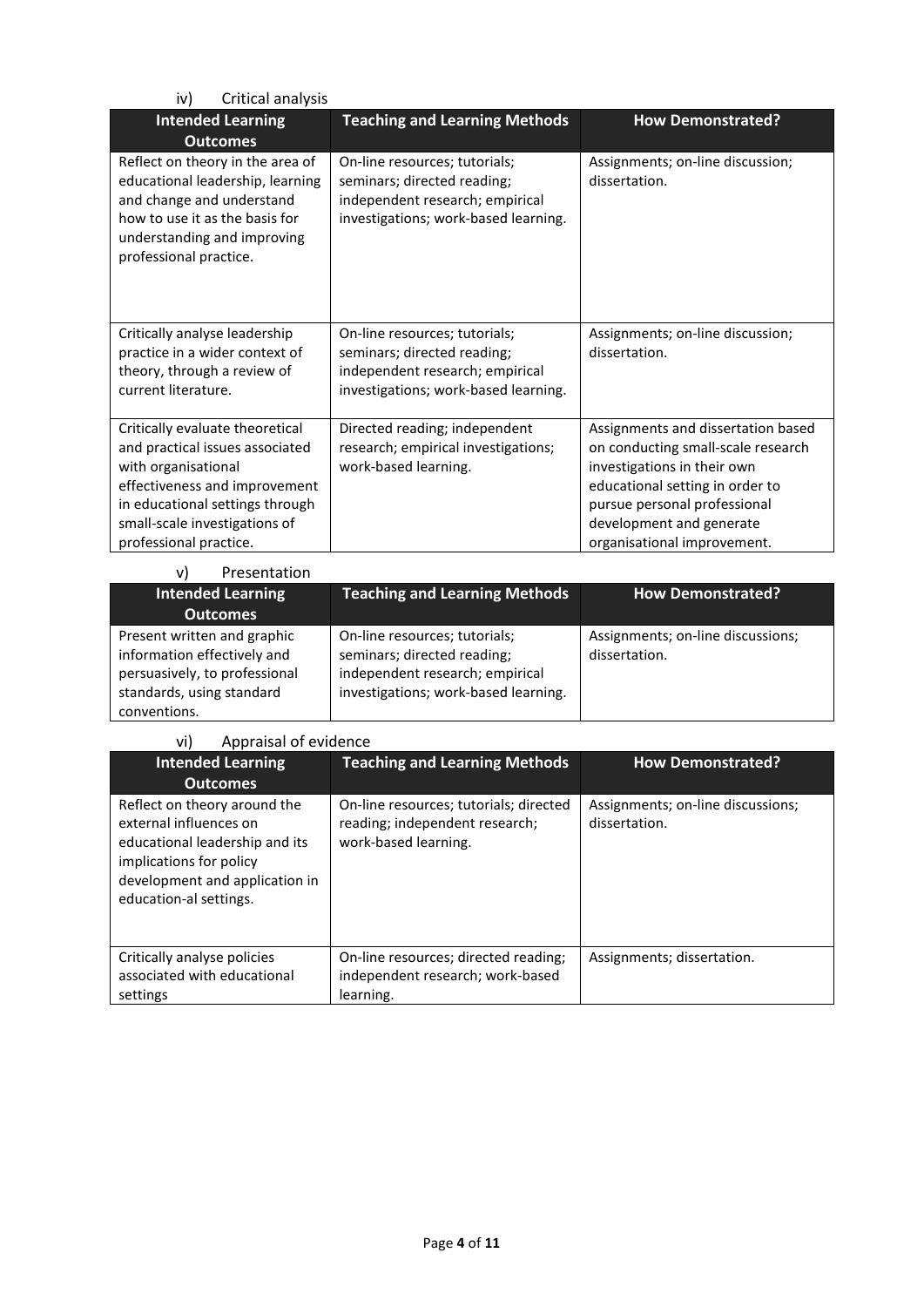iv) Critical analysis

| Intended Learning Outcomes | Teaching and Learning Methods | How Demonstrated? |
| --- | --- | --- |
| Reflect on theory in the area of educational leadership, learning and change and understand how to use it as the basis for understanding and improving professional practice. | On-line resources; tutorials; seminars; directed reading; independent research; empirical investigations; work-based learning. | Assignments; on-line discussion; dissertation. |
| Critically analyse leadership practice in a wider context of theory, through a review of current literature. | On-line resources; tutorials; seminars; directed reading; independent research; empirical investigations; work-based learning. | Assignments; on-line discussion; dissertation. |
| Critically evaluate theoretical and practical issues associated with organisational effectiveness and improvement in educational settings through small-scale investigations of professional practice. | Directed reading; independent research; empirical investigations; work-based learning. | Assignments and dissertation based on conducting small-scale research investigations in their own educational setting in order to pursue personal professional development and generate organisational improvement. |

v) Presentation

| Intended Learning Outcomes | Teaching and Learning Methods | How Demonstrated? |
| --- | --- | --- |
| Present written and graphic information effectively and persuasively, to professional standards, using standard conventions. | On-line resources; tutorials; seminars; directed reading; independent research; empirical investigations; work-based learning. | Assignments; on-line discussions; dissertation. |

vi) Appraisal of evidence

| Intended Learning Outcomes | Teaching and Learning Methods | How Demonstrated? |
| --- | --- | --- |
| Reflect on theory around the external influences on educational leadership and its implications for policy development and application in education-al settings. | On-line resources; tutorials; directed reading; independent research; work-based learning. | Assignments; on-line discussions; dissertation. |
| Critically analyse policies associated with educational settings | On-line resources; directed reading; independent research; work-based learning. | Assignments; dissertation. |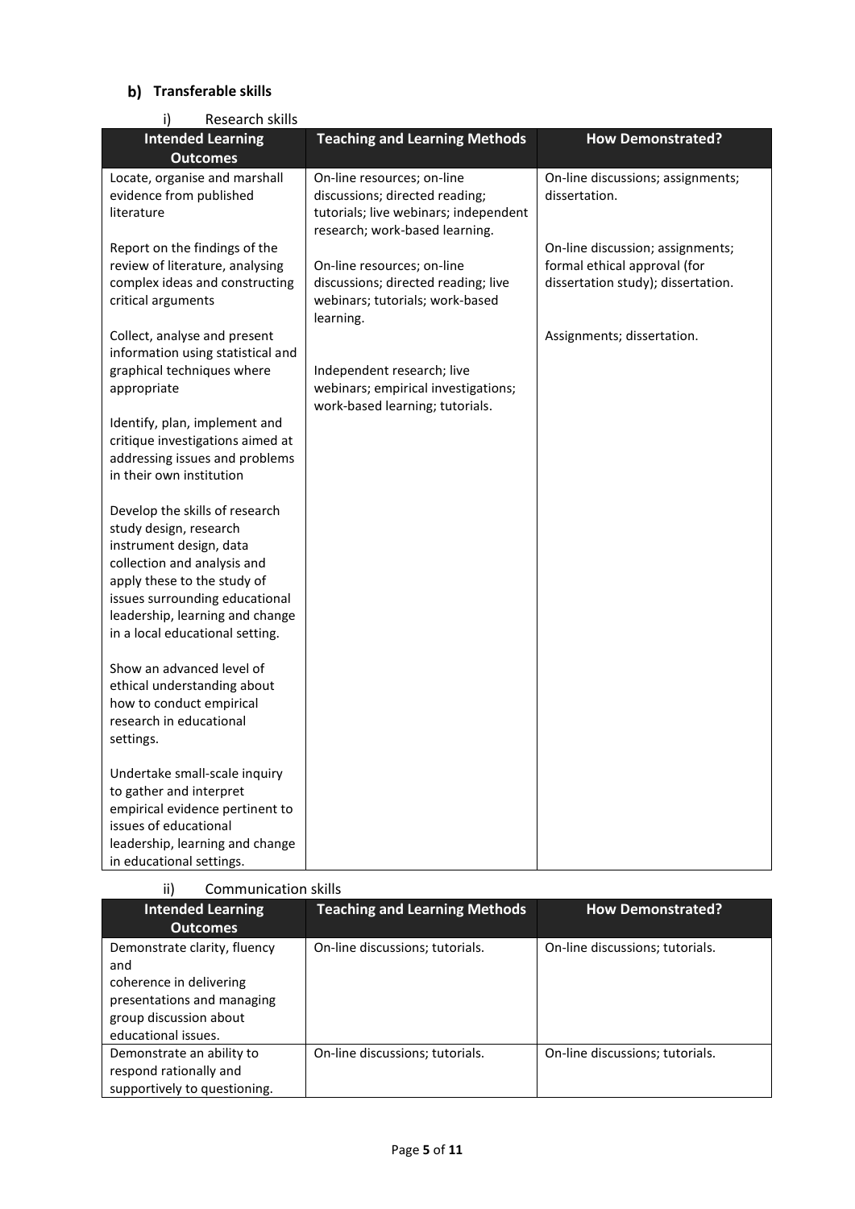## b) Transferable skills

i) Research skills

| Intended Learning Outcomes | Teaching and Learning Methods | How Demonstrated? |
|---|---|---|
| Locate, organise and marshall evidence from published literature | On-line resources; on-line discussions; directed reading; tutorials; live webinars; independent research; work-based learning. | On-line discussions; assignments; dissertation. |
| Report on the findings of the review of literature, analysing complex ideas and constructing critical arguments | On-line resources; on-line discussions; directed reading; live webinars; tutorials; work-based learning. | On-line discussion; assignments; formal ethical approval (for dissertation study); dissertation. |
| Collect, analyse and present information using statistical and graphical techniques where appropriate | Independent research; live webinars; empirical investigations; work-based learning; tutorials. | Assignments; dissertation. |
| Identify, plan, implement and critique investigations aimed at addressing issues and problems in their own institution | | |
| Develop the skills of research study design, research instrument design, data collection and analysis and apply these to the study of issues surrounding educational leadership, learning and change in a local educational setting. | | |
| Show an advanced level of ethical understanding about how to conduct empirical research in educational settings. | | |
| Undertake small-scale inquiry to gather and interpret empirical evidence pertinent to issues of educational leadership, learning and change in educational settings. | | |

ii) Communication skills

| Intended Learning Outcomes | Teaching and Learning Methods | How Demonstrated? |
|---|---|---|
| Demonstrate clarity, fluency and coherence in delivering presentations and managing group discussion about educational issues. | On-line discussions; tutorials. | On-line discussions; tutorials. |
| Demonstrate an ability to respond rationally and supportively to questioning. | On-line discussions; tutorials. | On-line discussions; tutorials. |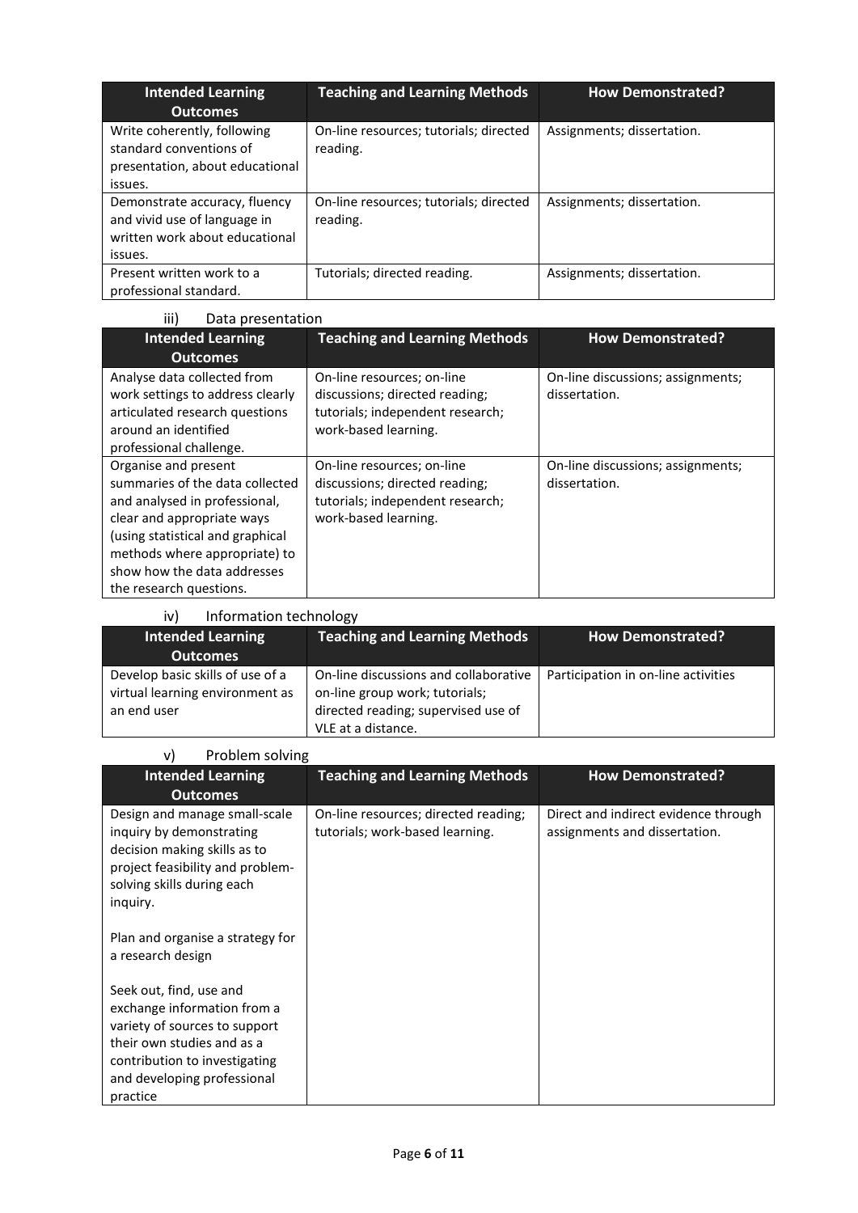| Intended Learning Outcomes | Teaching and Learning Methods | How Demonstrated? |
|---|---|---|
| Write coherently, following standard conventions of presentation, about educational issues. | On-line resources; tutorials; directed reading. | Assignments; dissertation. |
| Demonstrate accuracy, fluency and vivid use of language in written work about educational issues. | On-line resources; tutorials; directed reading. | Assignments; dissertation. |
| Present written work to a professional standard. | Tutorials; directed reading. | Assignments; dissertation. |

iii) Data presentation

| Intended Learning Outcomes | Teaching and Learning Methods | How Demonstrated? |
|---|---|---|
| Analyse data collected from work settings to address clearly articulated research questions around an identified professional challenge. | On-line resources; on-line discussions; directed reading; tutorials; independent research; work-based learning. | On-line discussions; assignments; dissertation. |
| Organise and present summaries of the data collected and analysed in professional, clear and appropriate ways (using statistical and graphical methods where appropriate) to show how the data addresses the research questions. | On-line resources; on-line discussions; directed reading; tutorials; independent research; work-based learning. | On-line discussions; assignments; dissertation. |

iv) Information technology

| Intended Learning Outcomes | Teaching and Learning Methods | How Demonstrated? |
|---|---|---|
| Develop basic skills of use of a virtual learning environment as an end user | On-line discussions and collaborative on-line group work; tutorials; directed reading; supervised use of VLE at a distance. | Participation in on-line activities |

v) Problem solving

| Intended Learning Outcomes | Teaching and Learning Methods | How Demonstrated? |
|---|---|---|
| Design and manage small-scale inquiry by demonstrating decision making skills as to project feasibility and problem-solving skills during each inquiry.<br><br>Plan and organise a strategy for a research design<br><br>Seek out, find, use and exchange information from a variety of sources to support their own studies and as a contribution to investigating and developing professional practice | On-line resources; directed reading; tutorials; work-based learning. | Direct and indirect evidence through assignments and dissertation. |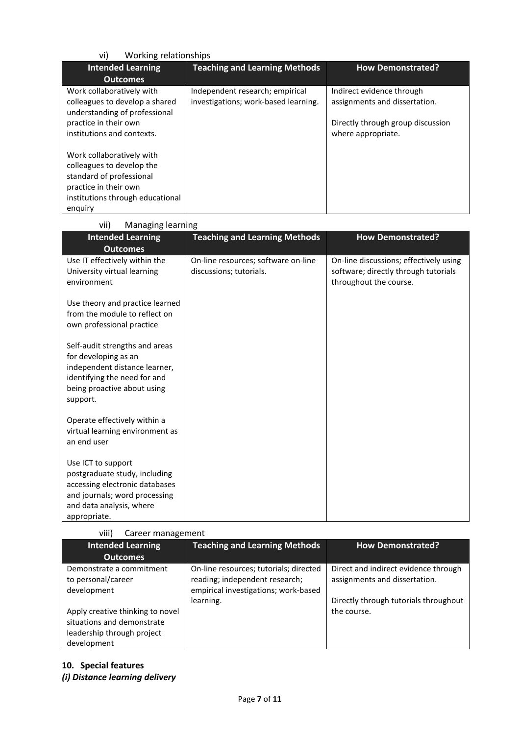vi) Working relationships

| Intended Learning Outcomes | Teaching and Learning Methods | How Demonstrated? |
|---|---|---|
| Work collaboratively with colleagues to develop a shared understanding of professional practice in their own institutions and contexts.<br><br>Work collaboratively with colleagues to develop the standard of professional practice in their own institutions through educational enquiry | Independent research; empirical investigations; work-based learning. | Indirect evidence through assignments and dissertation.<br><br>Directly through group discussion where appropriate. |

vii) Managing learning

| Intended Learning Outcomes | Teaching and Learning Methods | How Demonstrated? |
|---|---|---|
| Use IT effectively within the University virtual learning environment<br><br>Use theory and practice learned from the module to reflect on own professional practice<br><br>Self-audit strengths and areas for developing as an independent distance learner, identifying the need for and being proactive about using support.<br><br>Operate effectively within a virtual learning environment as an end user<br><br>Use ICT to support postgraduate study, including accessing electronic databases and journals; word processing and data analysis, where appropriate. | On-line resources; software on-line discussions; tutorials. | On-line discussions; effectively using software; directly through tutorials throughout the course. |

viii) Career management

| Intended Learning Outcomes | Teaching and Learning Methods | How Demonstrated? |
|---|---|---|
| Demonstrate a commitment to personal/career development<br><br>Apply creative thinking to novel situations and demonstrate leadership through project development | On-line resources; tutorials; directed reading; independent research; empirical investigations; work-based learning. | Direct and indirect evidence through assignments and dissertation.<br><br>Directly through tutorials throughout the course. |

## 10. Special features

***(i) Distance learning delivery***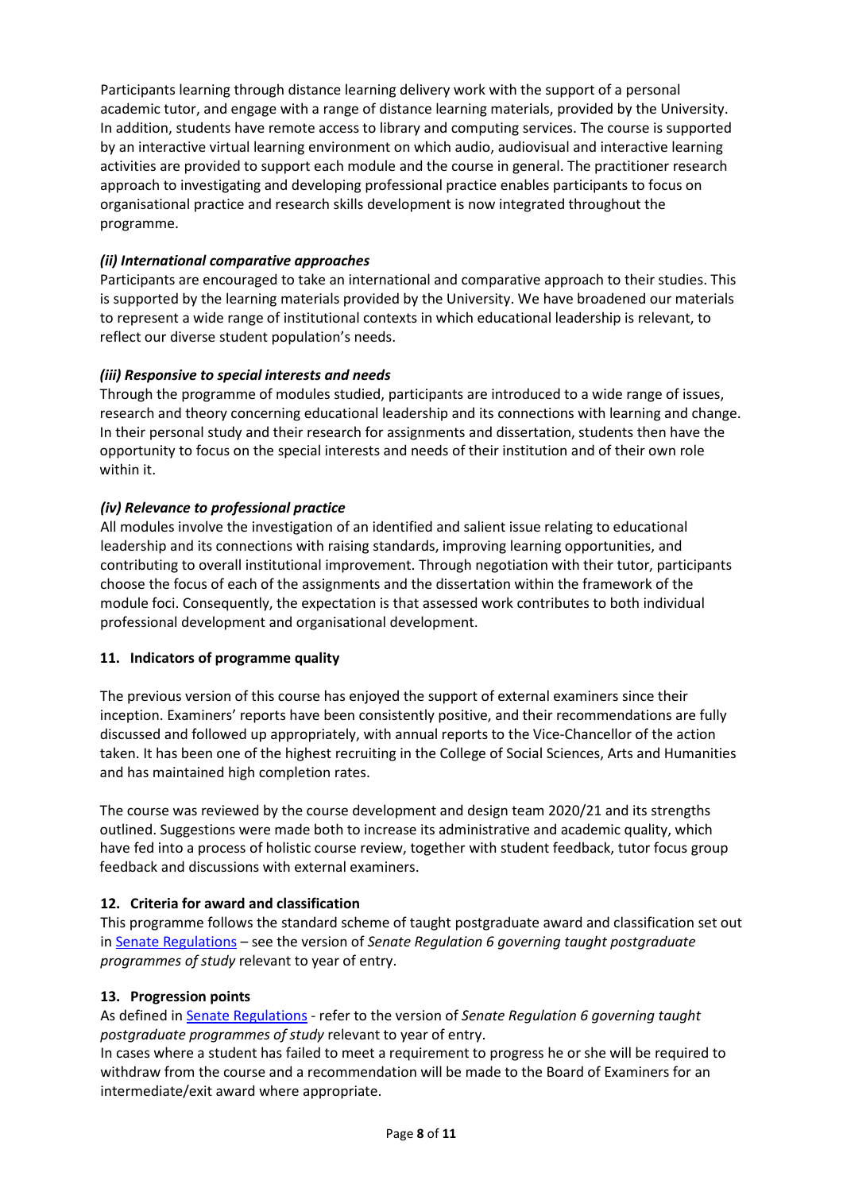Participants learning through distance learning delivery work with the support of a personal academic tutor, and engage with a range of distance learning materials, provided by the University. In addition, students have remote access to library and computing services. The course is supported by an interactive virtual learning environment on which audio, audiovisual and interactive learning activities are provided to support each module and the course in general. The practitioner research approach to investigating and developing professional practice enables participants to focus on organisational practice and research skills development is now integrated throughout the programme.

***(ii) International comparative approaches***

Participants are encouraged to take an international and comparative approach to their studies. This is supported by the learning materials provided by the University. We have broadened our materials to represent a wide range of institutional contexts in which educational leadership is relevant, to reflect our diverse student population's needs.

***(iii) Responsive to special interests and needs***

Through the programme of modules studied, participants are introduced to a wide range of issues, research and theory concerning educational leadership and its connections with learning and change. In their personal study and their research for assignments and dissertation, students then have the opportunity to focus on the special interests and needs of their institution and of their own role within it.

***(iv) Relevance to professional practice***

All modules involve the investigation of an identified and salient issue relating to educational leadership and its connections with raising standards, improving learning opportunities, and contributing to overall institutional improvement. Through negotiation with their tutor, participants choose the focus of each of the assignments and the dissertation within the framework of the module foci. Consequently, the expectation is that assessed work contributes to both individual professional development and organisational development.

## 11. Indicators of programme quality

The previous version of this course has enjoyed the support of external examiners since their inception. Examiners' reports have been consistently positive, and their recommendations are fully discussed and followed up appropriately, with annual reports to the Vice-Chancellor of the action taken. It has been one of the highest recruiting in the College of Social Sciences, Arts and Humanities and has maintained high completion rates.

The course was reviewed by the course development and design team 2020/21 and its strengths outlined. Suggestions were made both to increase its administrative and academic quality, which have fed into a process of holistic course review, together with student feedback, tutor focus group feedback and discussions with external examiners.

## 12. Criteria for award and classification

This programme follows the standard scheme of taught postgraduate award and classification set out in Senate Regulations – see the version of *Senate Regulation 6 governing taught postgraduate programmes of study* relevant to year of entry.

## 13. Progression points

As defined in Senate Regulations - refer to the version of *Senate Regulation 6 governing taught postgraduate programmes of study* relevant to year of entry.

In cases where a student has failed to meet a requirement to progress he or she will be required to withdraw from the course and a recommendation will be made to the Board of Examiners for an intermediate/exit award where appropriate.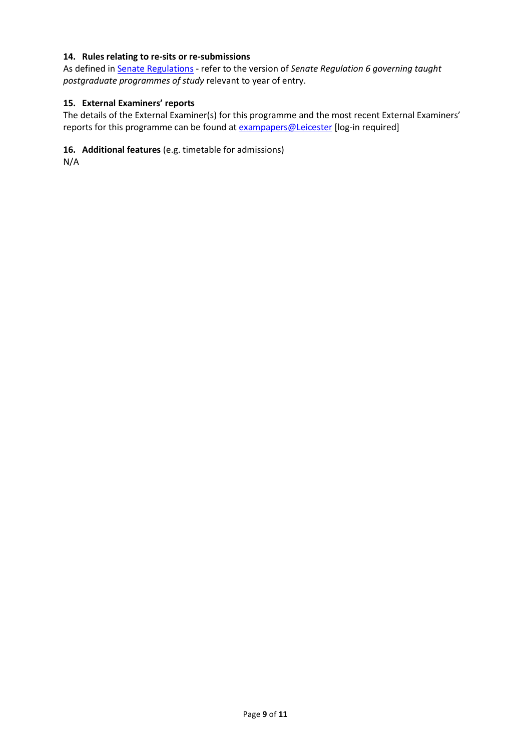### 14. Rules relating to re-sits or re-submissions

As defined in [Senate Regulations] - refer to the version of *Senate Regulation 6 governing taught postgraduate programmes of study* relevant to year of entry.

### 15. External Examiners' reports

The details of the External Examiner(s) for this programme and the most recent External Examiners' reports for this programme can be found at [exampapers@Leicester] [log-in required]

### 16. Additional features (e.g. timetable for admissions)

N/A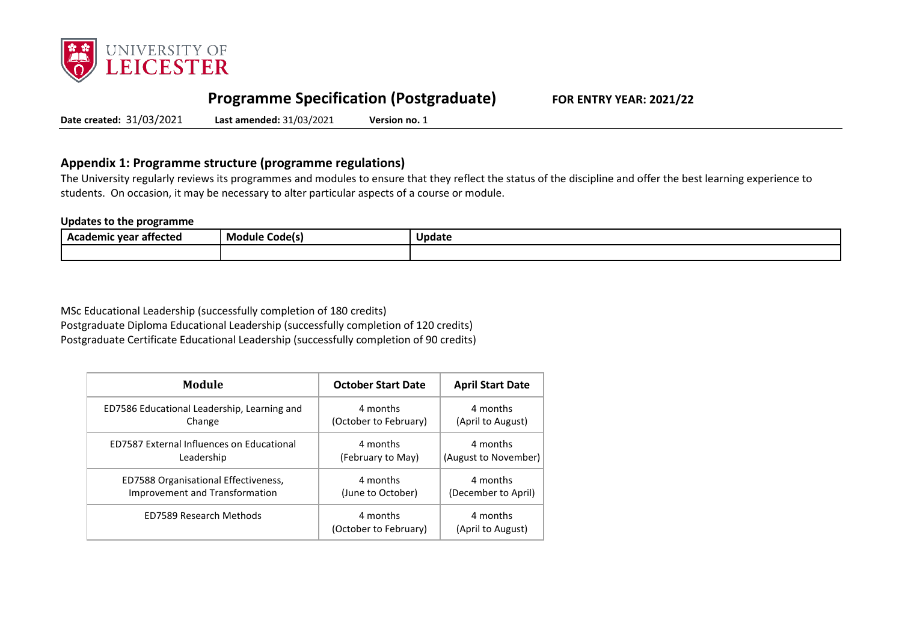# Programme Specification (Postgraduate)

**FOR ENTRY YEAR: 2021/22**

**Date created:** 31/03/2021 **Last amended:** 31/03/2021 **Version no.** 1

## Appendix 1: Programme structure (programme regulations)

The University regularly reviews its programmes and modules to ensure that they reflect the status of the discipline and offer the best learning experience to students. On occasion, it may be necessary to alter particular aspects of a course or module.

**Updates to the programme**

| Academic year affected | Module Code(s) | Update |
|---|---|---|
| | | |

MSc Educational Leadership (successfully completion of 180 credits)
Postgraduate Diploma Educational Leadership (successfully completion of 120 credits)
Postgraduate Certificate Educational Leadership (successfully completion of 90 credits)

| Module | October Start Date | April Start Date |
|---|---|---|
| ED7586 Educational Leadership, Learning and Change | 4 months (October to February) | 4 months (April to August) |
| ED7587 External Influences on Educational Leadership | 4 months (February to May) | 4 months (August to November) |
| ED7588 Organisational Effectiveness, Improvement and Transformation | 4 months (June to October) | 4 months (December to April) |
| ED7589 Research Methods | 4 months (October to February) | 4 months (April to August) |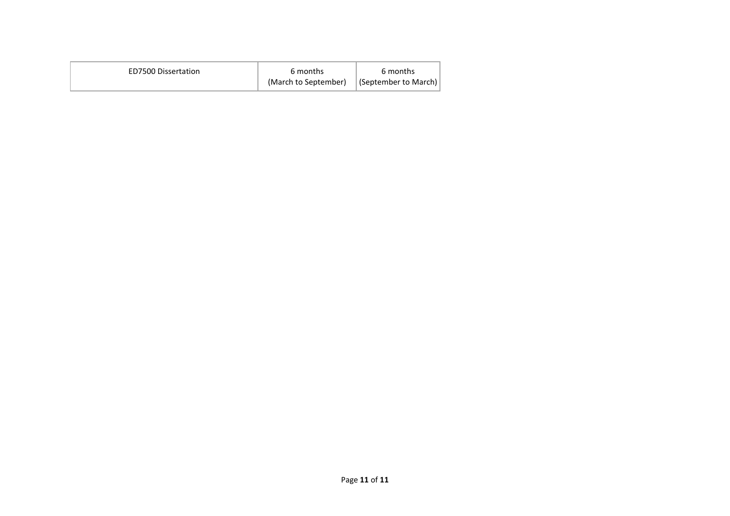| | | |
|---|---|---|
| ED7500 Dissertation | 6 months (March to September) | 6 months (September to March) |